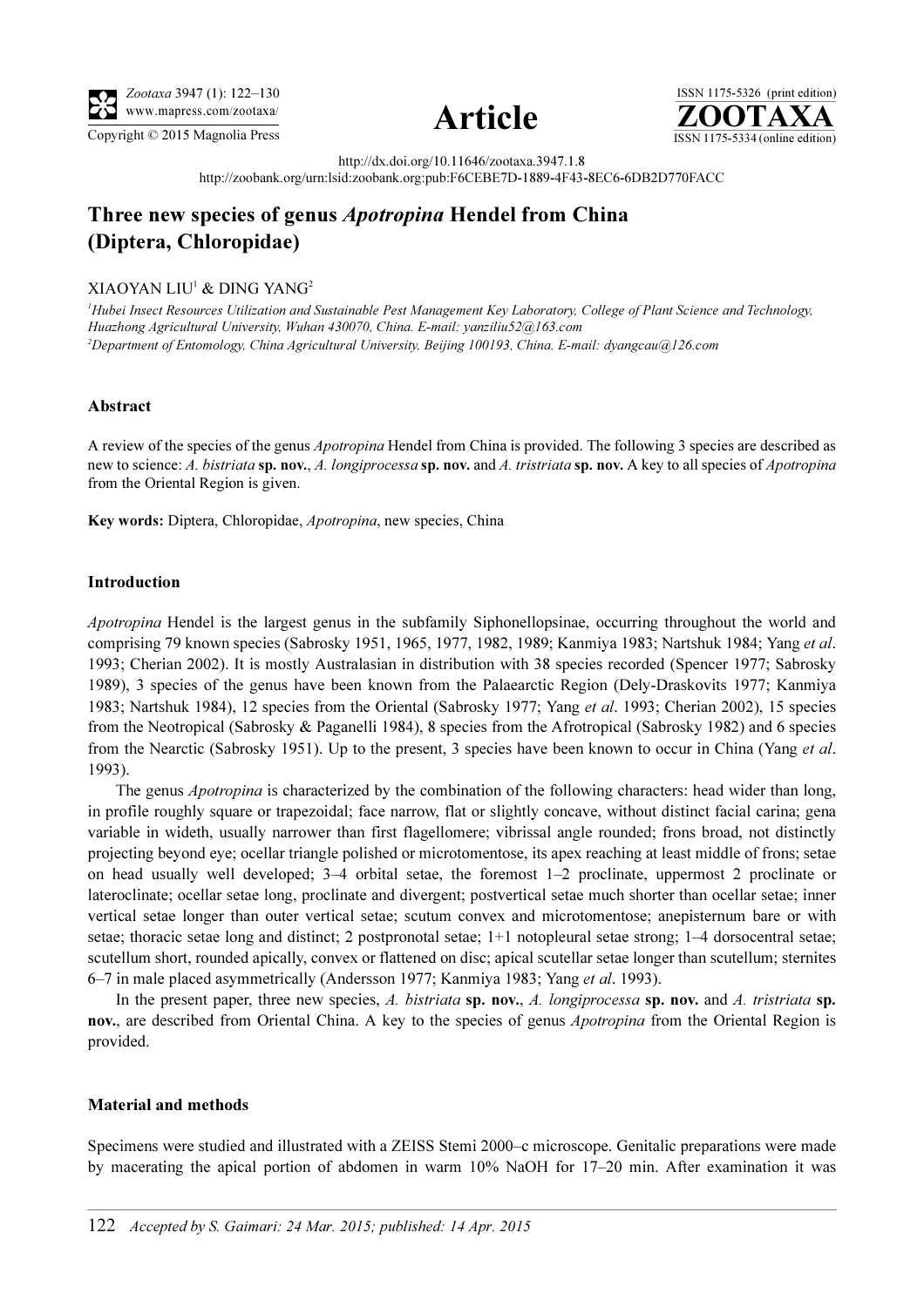http://dx.doi.org/10.11646/zootaxa.3947.1.8

http://zoobank.org/urn:lsid:zoobank.org:pub:F6CEBE7D-1889-4F43-8EC6-6DB2D770FACC

# Three new species of genus *Apotropina* Hendel from China (Diptera, Chloropidae)

XIAOYAN LIU[1] & DING YANG[2]

[1]*Hubei Insect Resources Utilization and Sustainable Pest Management Key Laboratory, College of Plant Science and Technology, Huazhong Agricultural University, Wuhan 430070, China. E-mail: yanziliu52@163.com*

[2]*Department of Entomology, China Agricultural University, Beijing 100193, China. E-mail: dyangcau@126.com*

### Abstract

A review of the species of the genus *Apotropina* Hendel from China is provided. The following 3 species are described as new to science: *A. bistriata* **sp. nov.**, *A. longiprocessa* **sp. nov.** and *A. tristriata* **sp. nov.** A key to all species of *Apotropina* from the Oriental Region is given.

**Key words:** Diptera, Chloropidae, *Apotropina*, new species, China

### Introduction

*Apotropina* Hendel is the largest genus in the subfamily Siphonellopsinae, occurring throughout the world and comprising 79 known species (Sabrosky 1951, 1965, 1977, 1982, 1989; Kanmiya 1983; Nartshuk 1984; Yang *et al*. 1993; Cherian 2002). It is mostly Australasian in distribution with 38 species recorded (Spencer 1977; Sabrosky 1989), 3 species of the genus have been known from the Palaearctic Region (Dely-Draskovits 1977; Kanmiya 1983; Nartshuk 1984), 12 species from the Oriental (Sabrosky 1977; Yang *et al*. 1993; Cherian 2002), 15 species from the Neotropical (Sabrosky & Paganelli 1984), 8 species from the Afrotropical (Sabrosky 1982) and 6 species from the Nearctic (Sabrosky 1951). Up to the present, 3 species have been known to occur in China (Yang *et al*. 1993).

The genus *Apotropina* is characterized by the combination of the following characters: head wider than long, in profile roughly square or trapezoidal; face narrow, flat or slightly concave, without distinct facial carina; gena variable in wideth, usually narrower than first flagellomere; vibrissal angle rounded; frons broad, not distinctly projecting beyond eye; ocellar triangle polished or microtomentose, its apex reaching at least middle of frons; setae on head usually well developed; 3–4 orbital setae, the foremost 1–2 proclinate, uppermost 2 proclinate or lateroclinate; ocellar setae long, proclinate and divergent; postvertical setae much shorter than ocellar setae; inner vertical setae longer than outer vertical setae; scutum convex and microtomentose; anepisternum bare or with setae; thoracic setae long and distinct; 2 postpronotal setae; 1+1 notopleural setae strong; 1–4 dorsocentral setae; scutellum short, rounded apically, convex or flattened on disc; apical scutellar setae longer than scutellum; sternites 6–7 in male placed asymmetrically (Andersson 1977; Kanmiya 1983; Yang *et al*. 1993).

In the present paper, three new species, *A. bistriata* **sp. nov.**, *A. longiprocessa* **sp. nov.** and *A. tristriata* **sp. nov.**, are described from Oriental China. A key to the species of genus *Apotropina* from the Oriental Region is provided.

### Material and methods

Specimens were studied and illustrated with a ZEISS Stemi 2000–c microscope. Genitalic preparations were made by macerating the apical portion of abdomen in warm 10% NaOH for 17–20 min. After examination it was

*Accepted by S. Gaimari: 24 Mar. 2015; published: 14 Apr. 2015*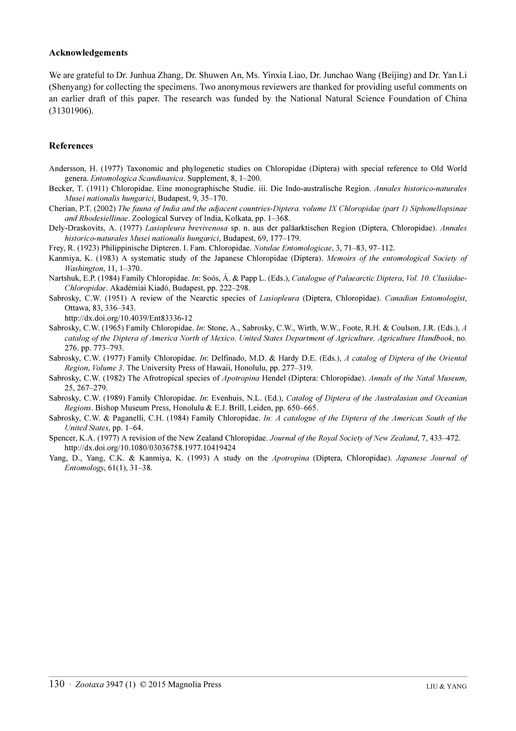## Acknowledgements

We are grateful to Dr. Junhua Zhang, Dr. Shuwen An, Ms. Yinxia Liao, Dr. Junchao Wang (Beijing) and Dr. Yan Li (Shenyang) for collecting the specimens. Two anonymous reviewers are thanked for providing useful comments on an earlier draft of this paper. The research was funded by the National Natural Science Foundation of China (31301906).

## References

Andersson, H. (1977) Taxonomic and phylogenetic studies on Chloropidae (Diptera) with special reference to Old World genera. *Entomologica Scandinavica*. Supplement, 8, 1–200.

Becker, T. (1911) Chloropidae. Eine monographische Studie. iii. Die Indo-australische Region. *Annales historico-naturales Musei nationalis hungarici*, Budapest, 9, 35–170.

Cherian, P.T. (2002) *The fauna of India and the adjacent countries-Diptera. volume IX Chloropidae (part 1) Siphonellopsinae and Rhodesiellinae*. Zoological Survey of India, Kolkata, pp. 1–368.

Dely-Draskovits, A. (1977) *Lasiopleura brevivenosa* sp. n. aus der paläarktischen Region (Diptera, Chloropidae). *Annales historico-naturales Musei nationalis hungarici*, Budapest, 69, 177–179.

Frey, R. (1923) Philippinische Dipteren. I. Fam. Chloropidae. *Notulae Entomologicae*, 3, 71–83, 97–112.

Kanmiya, K. (1983) A systematic study of the Japanese Chloropidae (Diptera). *Memoirs of the entomological Society of Washington*, 11, 1–370.

Nartshuk, E.P. (1984) Family Chloropidae. *In*: Soós, Á. & Papp L. (Eds.), *Catalogue of Palaearctic Diptera*, *Vol. 10. Clusiidae-Chloropidae*. Akadémiai Kiadó, Budapest, pp. 222–298.

Sabrosky, C.W. (1951) A review of the Nearctic species of *Lasiopleura* (Diptera, Chloropidae). *Canadian Entomologist*, Ottawa, 83, 336–343.
http://dx.doi.org/10.4039/Ent83336-12

Sabrosky, C.W. (1965) Family Chloropidae. *In*: Stone, A., Sabrosky, C.W., Wirth, W.W., Foote, R.H. & Coulson, J.R. (Eds.), *A catalog of the Diptera of America North of Mexico*. *United States Department of Agriculture, Agriculture Handbook*, no. 276. pp. 773–793.

Sabrosky, C.W. (1977) Family Chloropidae. *In*: Delfinado, M.D. & Hardy D.E. (Eds.), *A catalog of Diptera of the Oriental Region*, *Volume 3*. The University Press of Hawaii, Honolulu, pp. 277–319.

Sabrosky, C.W. (1982) The Afrotropical species of *Apotropina* Hendel (Diptera: Chloropidae). *Annals of the Natal Museum*, 25, 267–279.

Sabrosky, C.W. (1989) Family Chloropidae. *In*: Evenhuis, N.L. (Ed.), *Catalog of Diptera of the Australasian and Oceanian Regions*. Bishop Museum Press, Honolulu & E.J. Brill, Leiden, pp. 650–665.

Sabrosky, C.W. & Paganelli, C.H. (1984) Family Chloropidae. *In: A catalogue of the Diptera of the Americas South of the United States*, pp. 1–64.

Spencer, K.A. (1977) A revision of the New Zealand Chloropidae. *Journal of the Royal Society of New Zealand*, 7, 433–472.
http://dx.doi.org/10.1080/03036758.1977.10419424

Yang, D., Yang, C.K. & Kanmiya, K. (1993) A study on the *Apotropina* (Diptera, Chloropidae). *Japanese Journal of Entomology*, 61(1), 31–38.